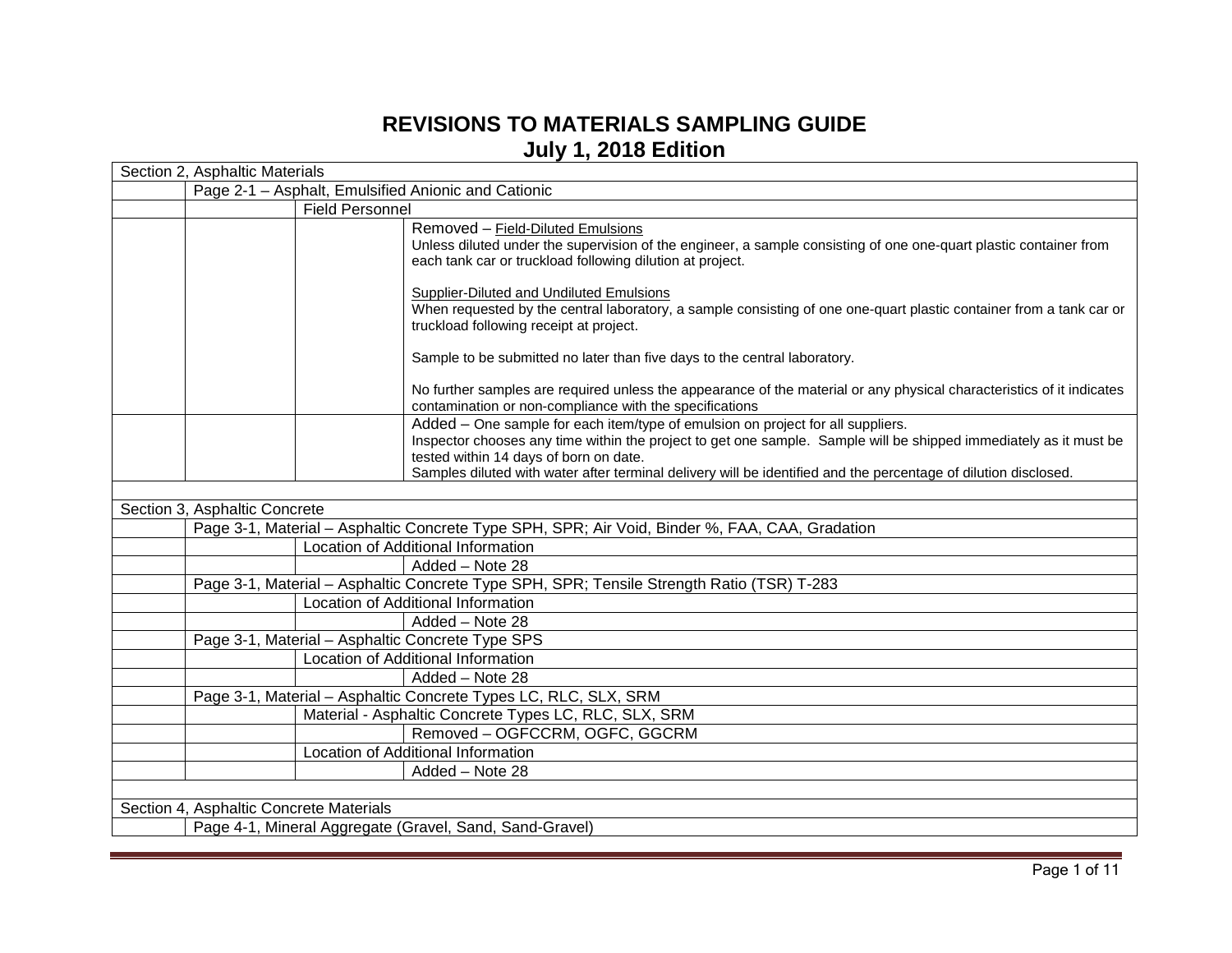# REVISIONS TO MATERIALS SAMPLING GUIDE
## July 1, 2018 Edition

| Section 2, Asphaltic Materials | | | |
|---|---|---|---|
| | Page 2-1 – Asphalt, Emulsified Anionic and Cationic | | |
| | | Field Personnel | |
| | | | Removed – Field-Diluted Emulsions<br>Unless diluted under the supervision of the engineer, a sample consisting of one one-quart plastic container from each tank car or truckload following dilution at project.<br><br>Supplier-Diluted and Undiluted Emulsions<br>When requested by the central laboratory, a sample consisting of one one-quart plastic container from a tank car or truckload following receipt at project.<br><br>Sample to be submitted no later than five days to the central laboratory.<br><br>No further samples are required unless the appearance of the material or any physical characteristics of it indicates contamination or non-compliance with the specifications |
| | | | Added – One sample for each item/type of emulsion on project for all suppliers.<br>Inspector chooses any time within the project to get one sample. Sample will be shipped immediately as it must be tested within 14 days of born on date.<br>Samples diluted with water after terminal delivery will be identified and the percentage of dilution disclosed. |
| | | | |
| Section 3, Asphaltic Concrete | | | |
| | Page 3-1, Material – Asphaltic Concrete Type SPH, SPR; Air Void, Binder %, FAA, CAA, Gradation | | |
| | | Location of Additional Information | |
| | | | Added – Note 28 |
| | Page 3-1, Material – Asphaltic Concrete Type SPH, SPR; Tensile Strength Ratio (TSR) T-283 | | |
| | | Location of Additional Information | |
| | | | Added – Note 28 |
| | Page 3-1, Material – Asphaltic Concrete Type SPS | | |
| | | Location of Additional Information | |
| | | | Added – Note 28 |
| | Page 3-1, Material – Asphaltic Concrete Types LC, RLC, SLX, SRM | | |
| | | Material - Asphaltic Concrete Types LC, RLC, SLX, SRM | |
| | | | Removed – OGFCCRM, OGFC, GGCRM |
| | | Location of Additional Information | |
| | | | Added – Note 28 |
| | | | |
| Section 4, Asphaltic Concrete Materials | | | |
| | Page 4-1, Mineral Aggregate (Gravel, Sand, Sand-Gravel) | | |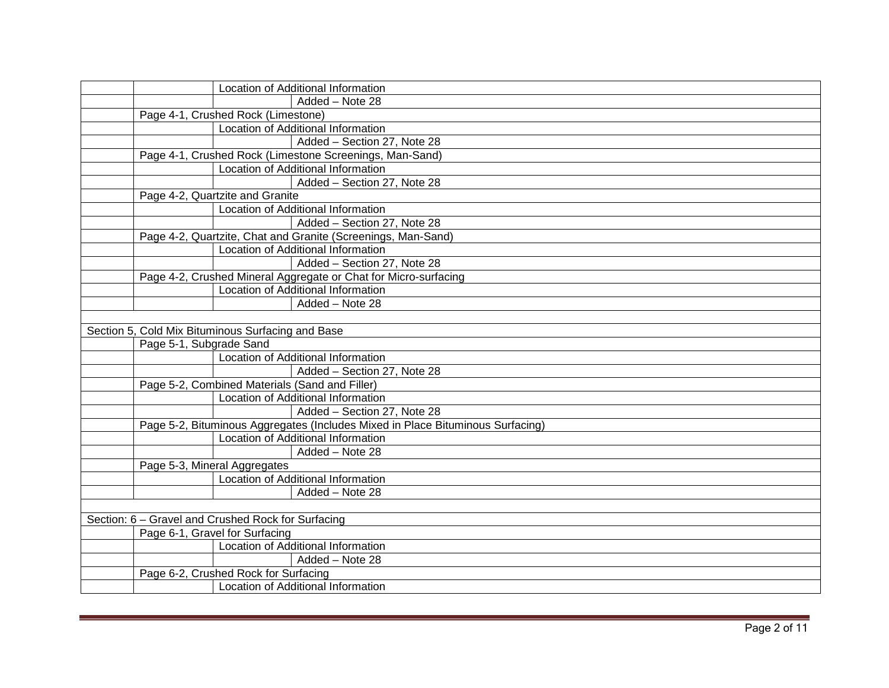| | | | |
|---|---|---|---|
| | | Location of Additional Information | |
| | | | Added – Note 28 |
| | Page 4-1, Crushed Rock (Limestone) | | |
| | | Location of Additional Information | |
| | | | Added – Section 27, Note 28 |
| | Page 4-1, Crushed Rock (Limestone Screenings, Man-Sand) | | |
| | | Location of Additional Information | |
| | | | Added – Section 27, Note 28 |
| | Page 4-2, Quartzite and Granite | | |
| | | Location of Additional Information | |
| | | | Added – Section 27, Note 28 |
| | Page 4-2, Quartzite, Chat and Granite (Screenings, Man-Sand) | | |
| | | Location of Additional Information | |
| | | | Added – Section 27, Note 28 |
| | Page 4-2, Crushed Mineral Aggregate or Chat for Micro-surfacing | | |
| | | Location of Additional Information | |
| | | | Added – Note 28 |
| | | | |
| Section 5, Cold Mix Bituminous Surfacing and Base | | | |
| | Page 5-1, Subgrade Sand | | |
| | | Location of Additional Information | |
| | | | Added – Section 27, Note 28 |
| | Page 5-2, Combined Materials (Sand and Filler) | | |
| | | Location of Additional Information | |
| | | | Added – Section 27, Note 28 |
| | Page 5-2, Bituminous Aggregates (Includes Mixed in Place Bituminous Surfacing) | | |
| | | Location of Additional Information | |
| | | | Added – Note 28 |
| | Page 5-3, Mineral Aggregates | | |
| | | Location of Additional Information | |
| | | | Added – Note 28 |
| | | | |
| Section: 6 – Gravel and Crushed Rock for Surfacing | | | |
| | Page 6-1, Gravel for Surfacing | | |
| | | Location of Additional Information | |
| | | | Added – Note 28 |
| | Page 6-2, Crushed Rock for Surfacing | | |
| | | Location of Additional Information | |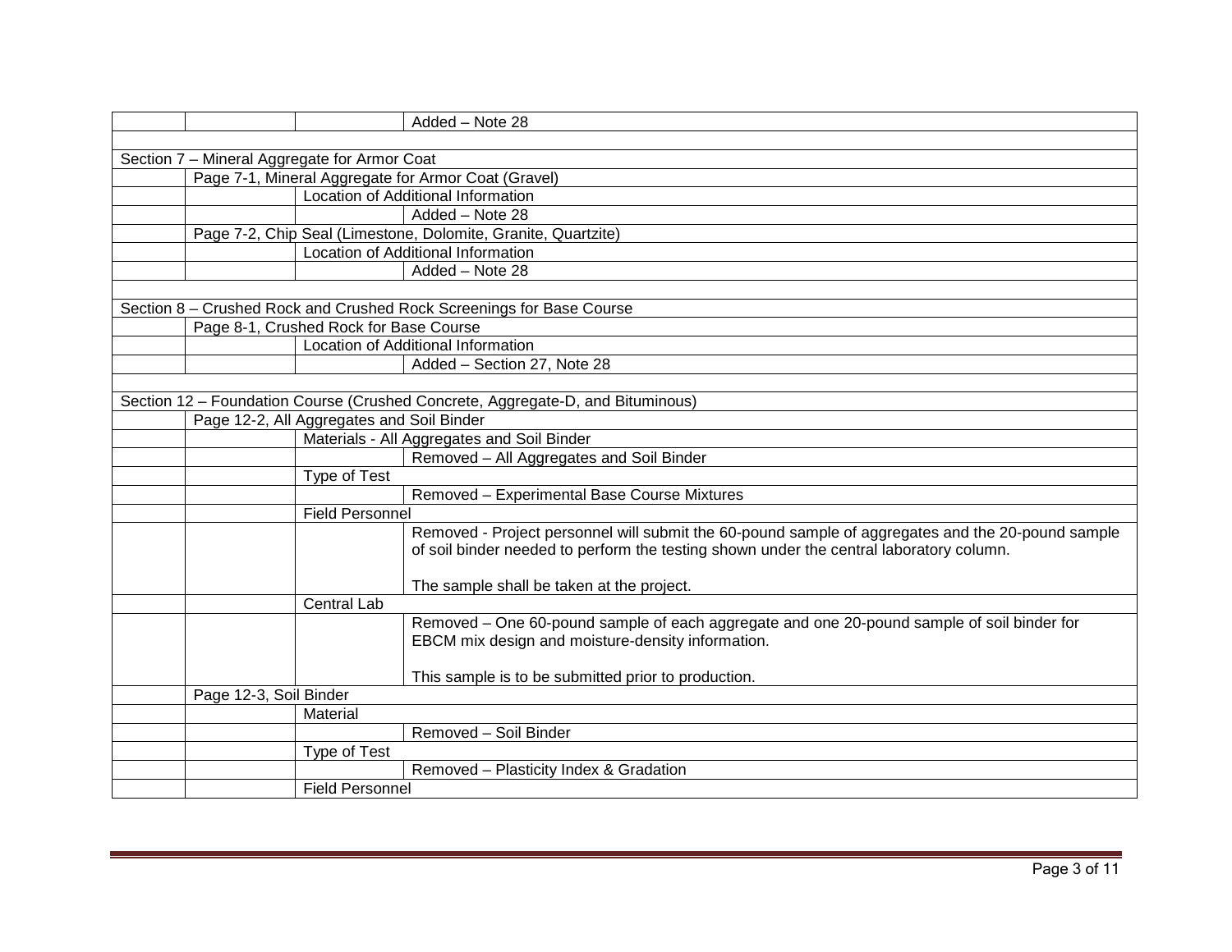| | | | |
|---|---|---|---|
| | | | Added – Note 28 |
| | | | |
| Section 7 – Mineral Aggregate for Armor Coat | | | |
| | Page 7-1, Mineral Aggregate for Armor Coat (Gravel) | | |
| | | Location of Additional Information | |
| | | | Added – Note 28 |
| | Page 7-2, Chip Seal (Limestone, Dolomite, Granite, Quartzite) | | |
| | | Location of Additional Information | |
| | | | Added – Note 28 |
| | | | |
| Section 8 – Crushed Rock and Crushed Rock Screenings for Base Course | | | |
| | Page 8-1, Crushed Rock for Base Course | | |
| | | Location of Additional Information | |
| | | | Added – Section 27, Note 28 |
| | | | |
| Section 12 – Foundation Course (Crushed Concrete, Aggregate-D, and Bituminous) | | | |
| | Page 12-2, All Aggregates and Soil Binder | | |
| | | Materials - All Aggregates and Soil Binder | |
| | | | Removed – All Aggregates and Soil Binder |
| | | Type of Test | |
| | | | Removed – Experimental Base Course Mixtures |
| | | Field Personnel | |
| | | | Removed - Project personnel will submit the 60-pound sample of aggregates and the 20-pound sample of soil binder needed to perform the testing shown under the central laboratory column.<br><br>The sample shall be taken at the project. |
| | | Central Lab | |
| | | | Removed – One 60-pound sample of each aggregate and one 20-pound sample of soil binder for EBCM mix design and moisture-density information.<br><br>This sample is to be submitted prior to production. |
| | Page 12-3, Soil Binder | | |
| | | Material | |
| | | | Removed – Soil Binder |
| | | Type of Test | |
| | | | Removed – Plasticity Index & Gradation |
| | | Field Personnel | |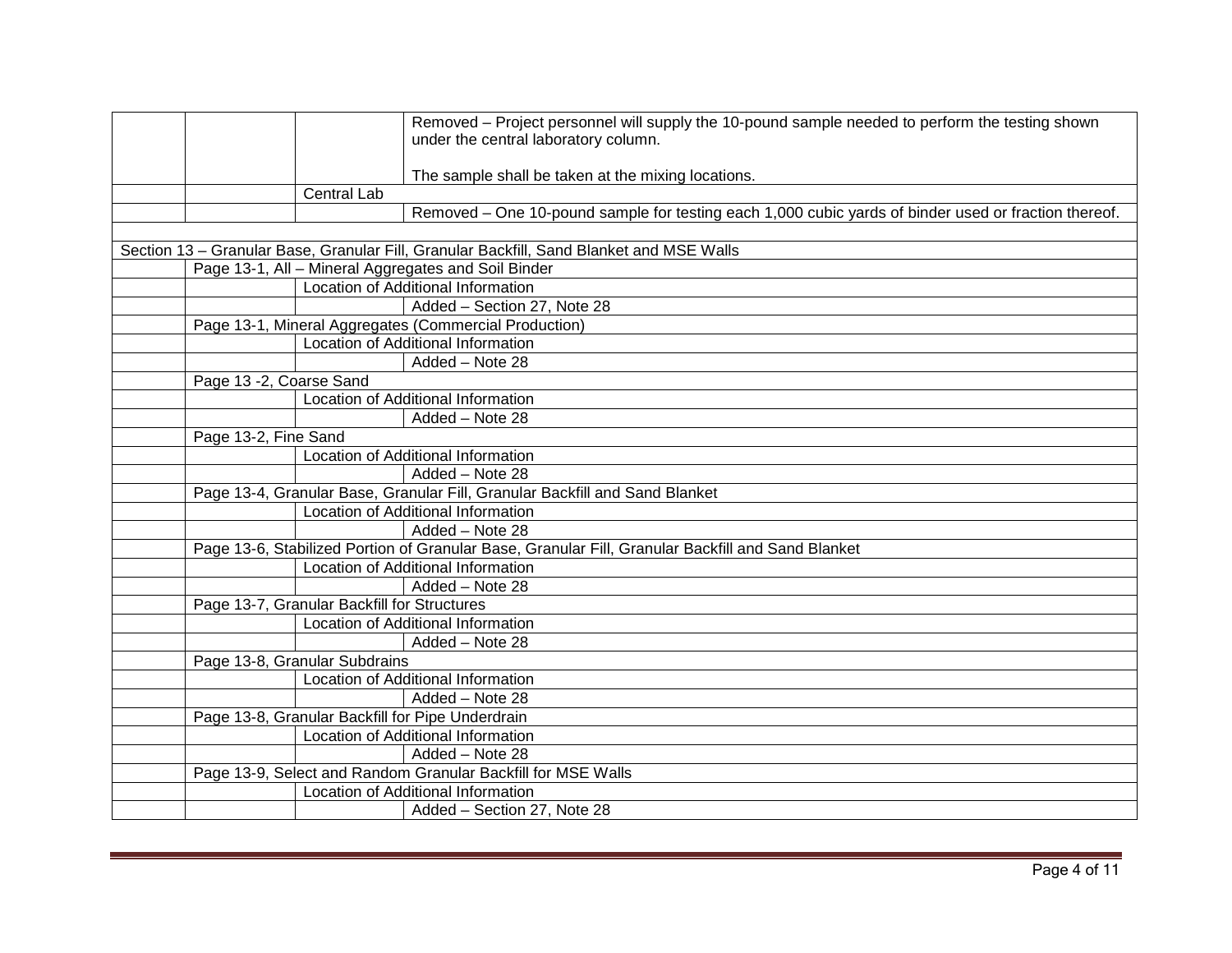| | | | |
|---|---|---|---|
| | | | Removed – Project personnel will supply the 10-pound sample needed to perform the testing shown under the central laboratory column.<br><br>The sample shall be taken at the mixing locations. |
| | | Central Lab | |
| | | | Removed – One 10-pound sample for testing each 1,000 cubic yards of binder used or fraction thereof. |
| | | | |
| Section 13 – Granular Base, Granular Fill, Granular Backfill, Sand Blanket and MSE Walls | | | |
| | Page 13-1, All – Mineral Aggregates and Soil Binder | | |
| | | Location of Additional Information | |
| | | | Added – Section 27, Note 28 |
| | Page 13-1, Mineral Aggregates (Commercial Production) | | |
| | | Location of Additional Information | |
| | | | Added – Note 28 |
| | Page 13 -2, Coarse Sand | | |
| | | Location of Additional Information | |
| | | | Added – Note 28 |
| | Page 13-2, Fine Sand | | |
| | | Location of Additional Information | |
| | | | Added – Note 28 |
| | Page 13-4, Granular Base, Granular Fill, Granular Backfill and Sand Blanket | | |
| | | Location of Additional Information | |
| | | | Added – Note 28 |
| | Page 13-6, Stabilized Portion of Granular Base, Granular Fill, Granular Backfill and Sand Blanket | | |
| | | Location of Additional Information | |
| | | | Added – Note 28 |
| | Page 13-7, Granular Backfill for Structures | | |
| | | Location of Additional Information | |
| | | | Added – Note 28 |
| | Page 13-8, Granular Subdrains | | |
| | | Location of Additional Information | |
| | | | Added – Note 28 |
| | Page 13-8, Granular Backfill for Pipe Underdrain | | |
| | | Location of Additional Information | |
| | | | Added – Note 28 |
| | Page 13-9, Select and Random Granular Backfill for MSE Walls | | |
| | | Location of Additional Information | |
| | | | Added – Section 27, Note 28 |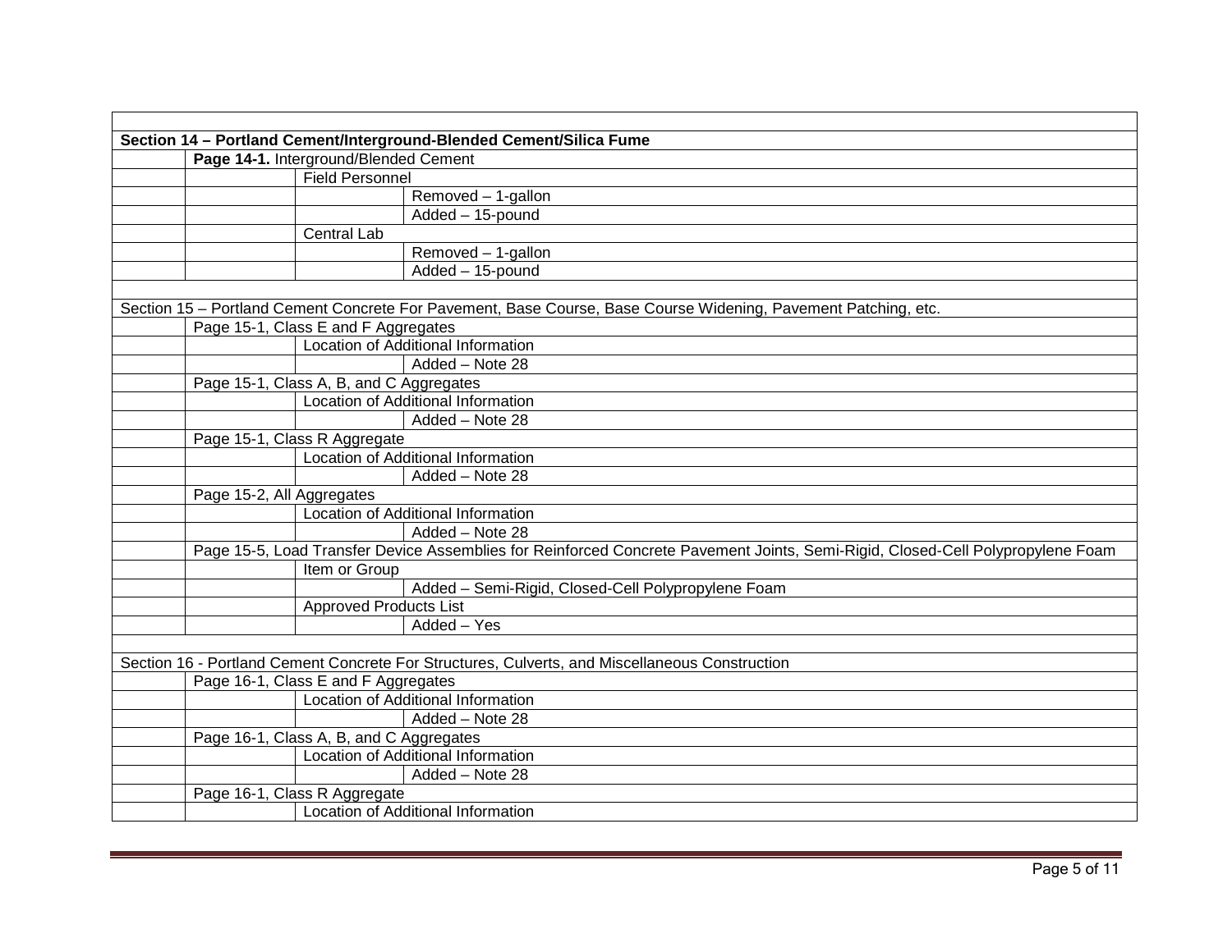| | | | |
|---|---|---|---|
| **Section 14 – Portland Cement/Interground-Blended Cement/Silica Fume** | | | |
| | **Page 14-1.** Interground/Blended Cement | | |
| | | Field Personnel | |
| | | | Removed – 1-gallon |
| | | | Added – 15-pound |
| | | Central Lab | |
| | | | Removed – 1-gallon |
| | | | Added – 15-pound |
| | | | |
| Section 15 – Portland Cement Concrete For Pavement, Base Course, Base Course Widening, Pavement Patching, etc. | | | |
| | Page 15-1, Class E and F Aggregates | | |
| | | Location of Additional Information | |
| | | | Added – Note 28 |
| | Page 15-1, Class A, B, and C Aggregates | | |
| | | Location of Additional Information | |
| | | | Added – Note 28 |
| | Page 15-1, Class R Aggregate | | |
| | | Location of Additional Information | |
| | | | Added – Note 28 |
| | Page 15-2, All Aggregates | | |
| | | Location of Additional Information | |
| | | | Added – Note 28 |
| | Page 15-5, Load Transfer Device Assemblies for Reinforced Concrete Pavement Joints, Semi-Rigid, Closed-Cell Polypropylene Foam | | |
| | | Item or Group | |
| | | | Added – Semi-Rigid, Closed-Cell Polypropylene Foam |
| | | Approved Products List | |
| | | | Added – Yes |
| | | | |
| Section 16 - Portland Cement Concrete For Structures, Culverts, and Miscellaneous Construction | | | |
| | Page 16-1, Class E and F Aggregates | | |
| | | Location of Additional Information | |
| | | | Added – Note 28 |
| | Page 16-1, Class A, B, and C Aggregates | | |
| | | Location of Additional Information | |
| | | | Added – Note 28 |
| | Page 16-1, Class R Aggregate | | |
| | | Location of Additional Information | |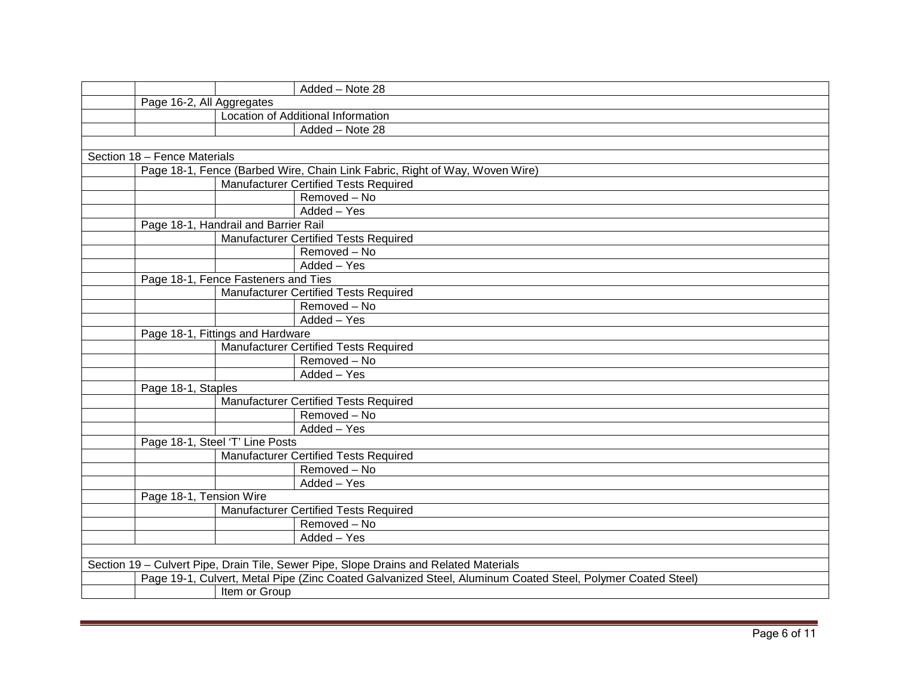| | | | |
|---|---|---|---|
| | | | Added – Note 28 |
| | Page 16-2, All Aggregates | | |
| | | Location of Additional Information | |
| | | | Added – Note 28 |
| | | | |
| Section 18 – Fence Materials | | | |
| | Page 18-1, Fence (Barbed Wire, Chain Link Fabric, Right of Way, Woven Wire) | | |
| | | Manufacturer Certified Tests Required | |
| | | | Removed – No |
| | | | Added – Yes |
| | Page 18-1, Handrail and Barrier Rail | | |
| | | Manufacturer Certified Tests Required | |
| | | | Removed – No |
| | | | Added – Yes |
| | Page 18-1, Fence Fasteners and Ties | | |
| | | Manufacturer Certified Tests Required | |
| | | | Removed – No |
| | | | Added – Yes |
| | Page 18-1, Fittings and Hardware | | |
| | | Manufacturer Certified Tests Required | |
| | | | Removed – No |
| | | | Added – Yes |
| | Page 18-1, Staples | | |
| | | Manufacturer Certified Tests Required | |
| | | | Removed – No |
| | | | Added – Yes |
| | Page 18-1, Steel 'T' Line Posts | | |
| | | Manufacturer Certified Tests Required | |
| | | | Removed – No |
| | | | Added – Yes |
| | Page 18-1, Tension Wire | | |
| | | Manufacturer Certified Tests Required | |
| | | | Removed – No |
| | | | Added – Yes |
| | | | |
| Section 19 – Culvert Pipe, Drain Tile, Sewer Pipe, Slope Drains and Related Materials | | | |
| | Page 19-1, Culvert, Metal Pipe (Zinc Coated Galvanized Steel, Aluminum Coated Steel, Polymer Coated Steel) | | |
| | | Item or Group | |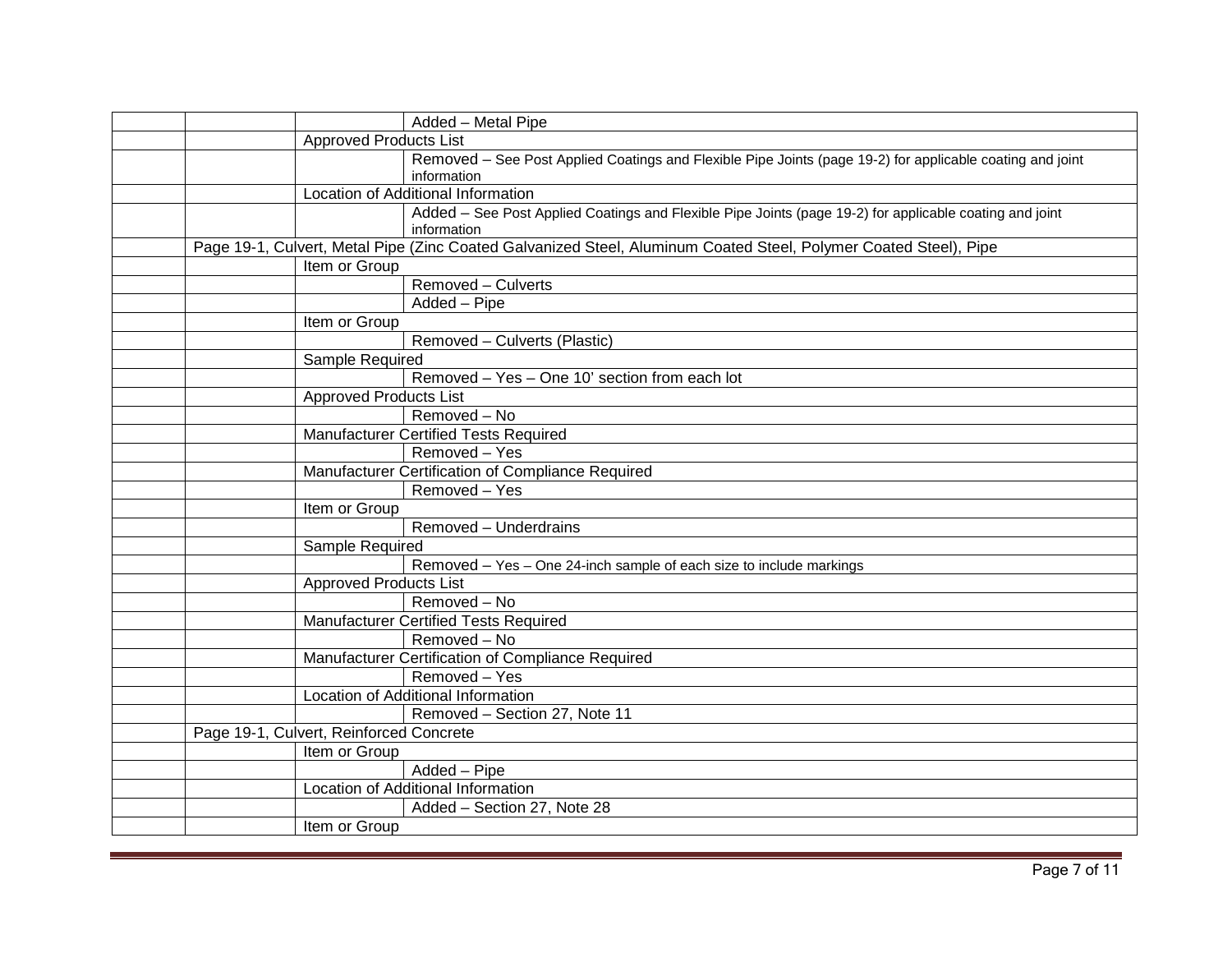| | | | |
|---|---|---|---|
| | | | Added – Metal Pipe |
| | | Approved Products List | |
| | | | Removed – See Post Applied Coatings and Flexible Pipe Joints (page 19-2) for applicable coating and joint information |
| | | Location of Additional Information | |
| | | | Added – See Post Applied Coatings and Flexible Pipe Joints (page 19-2) for applicable coating and joint information |
| | Page 19-1, Culvert, Metal Pipe (Zinc Coated Galvanized Steel, Aluminum Coated Steel, Polymer Coated Steel), Pipe | | |
| | | Item or Group | |
| | | | Removed – Culverts |
| | | | Added – Pipe |
| | | Item or Group | |
| | | | Removed – Culverts (Plastic) |
| | | Sample Required | |
| | | | Removed – Yes – One 10’ section from each lot |
| | | Approved Products List | |
| | | | Removed – No |
| | | Manufacturer Certified Tests Required | |
| | | | Removed – Yes |
| | | Manufacturer Certification of Compliance Required | |
| | | | Removed – Yes |
| | | Item or Group | |
| | | | Removed – Underdrains |
| | | Sample Required | |
| | | | Removed – Yes – One 24-inch sample of each size to include markings |
| | | Approved Products List | |
| | | | Removed – No |
| | | Manufacturer Certified Tests Required | |
| | | | Removed – No |
| | | Manufacturer Certification of Compliance Required | |
| | | | Removed – Yes |
| | | Location of Additional Information | |
| | | | Removed – Section 27, Note 11 |
| | Page 19-1, Culvert, Reinforced Concrete | | |
| | | Item or Group | |
| | | | Added – Pipe |
| | | Location of Additional Information | |
| | | | Added – Section 27, Note 28 |
| | | Item or Group | |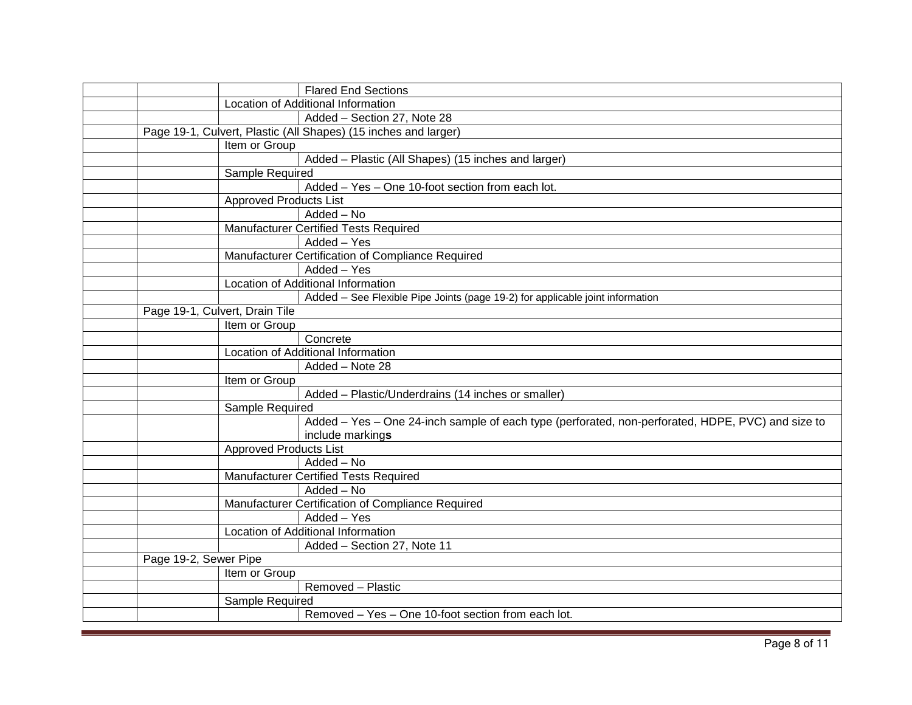| | | | |
|---|---|---|---|
| | | | Flared End Sections |
| | | Location of Additional Information | |
| | | | Added – Section 27, Note 28 |
| | Page 19-1, Culvert, Plastic (All Shapes) (15 inches and larger) | | |
| | | Item or Group | |
| | | | Added – Plastic (All Shapes) (15 inches and larger) |
| | | Sample Required | |
| | | | Added – Yes – One 10-foot section from each lot. |
| | | Approved Products List | |
| | | | Added – No |
| | | Manufacturer Certified Tests Required | |
| | | | Added – Yes |
| | | Manufacturer Certification of Compliance Required | |
| | | | Added – Yes |
| | | Location of Additional Information | |
| | | | Added – See Flexible Pipe Joints (page 19-2) for applicable joint information |
| | Page 19-1, Culvert, Drain Tile | | |
| | | Item or Group | |
| | | | Concrete |
| | | Location of Additional Information | |
| | | | Added – Note 28 |
| | | Item or Group | |
| | | | Added – Plastic/Underdrains (14 inches or smaller) |
| | | Sample Required | |
| | | | Added – Yes – One 24-inch sample of each type (perforated, non-perforated, HDPE, PVC) and size to include markings |
| | | Approved Products List | |
| | | | Added – No |
| | | Manufacturer Certified Tests Required | |
| | | | Added – No |
| | | Manufacturer Certification of Compliance Required | |
| | | | Added – Yes |
| | | Location of Additional Information | |
| | | | Added – Section 27, Note 11 |
| | Page 19-2, Sewer Pipe | | |
| | | Item or Group | |
| | | | Removed – Plastic |
| | | Sample Required | |
| | | | Removed – Yes – One 10-foot section from each lot. |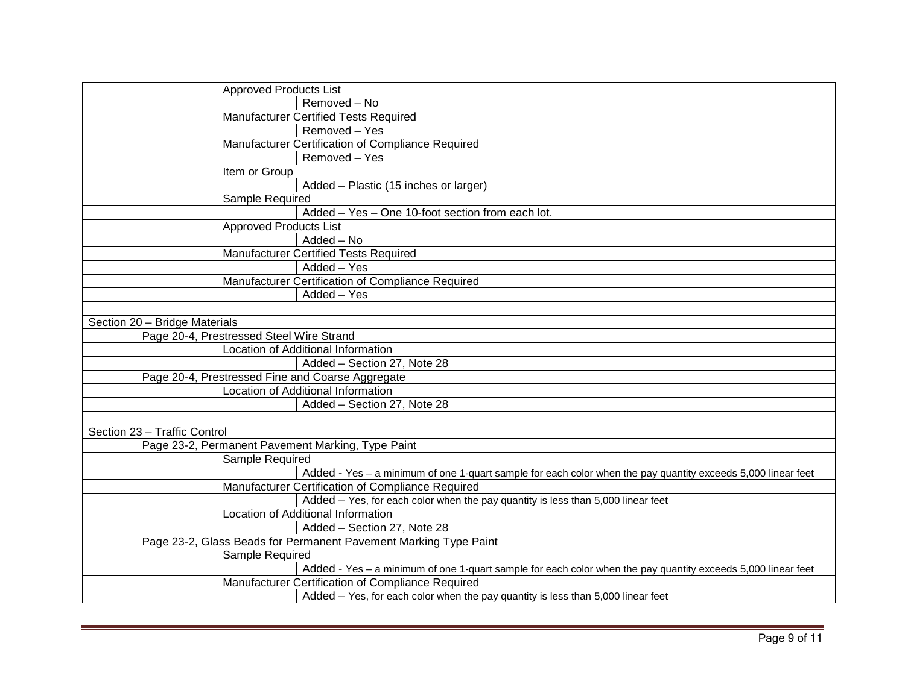| | | | |
|---|---|---|---|
| | | Approved Products List | |
| | | | Removed – No |
| | | Manufacturer Certified Tests Required | |
| | | | Removed – Yes |
| | | Manufacturer Certification of Compliance Required | |
| | | | Removed – Yes |
| | | Item or Group | |
| | | | Added – Plastic (15 inches or larger) |
| | | Sample Required | |
| | | | Added – Yes – One 10-foot section from each lot. |
| | | Approved Products List | |
| | | | Added – No |
| | | Manufacturer Certified Tests Required | |
| | | | Added – Yes |
| | | Manufacturer Certification of Compliance Required | |
| | | | Added – Yes |
| | | | |
| Section 20 – Bridge Materials | | | |
| | Page 20-4, Prestressed Steel Wire Strand | | |
| | | Location of Additional Information | |
| | | | Added – Section 27, Note 28 |
| | Page 20-4, Prestressed Fine and Coarse Aggregate | | |
| | | Location of Additional Information | |
| | | | Added – Section 27, Note 28 |
| | | | |
| Section 23 – Traffic Control | | | |
| | Page 23-2, Permanent Pavement Marking, Type Paint | | |
| | | Sample Required | |
| | | | Added - Yes – a minimum of one 1-quart sample for each color when the pay quantity exceeds 5,000 linear feet |
| | | Manufacturer Certification of Compliance Required | |
| | | | Added – Yes, for each color when the pay quantity is less than 5,000 linear feet |
| | | Location of Additional Information | |
| | | | Added – Section 27, Note 28 |
| | Page 23-2, Glass Beads for Permanent Pavement Marking Type Paint | | |
| | | Sample Required | |
| | | | Added - Yes – a minimum of one 1-quart sample for each color when the pay quantity exceeds 5,000 linear feet |
| | | Manufacturer Certification of Compliance Required | |
| | | | Added – Yes, for each color when the pay quantity is less than 5,000 linear feet |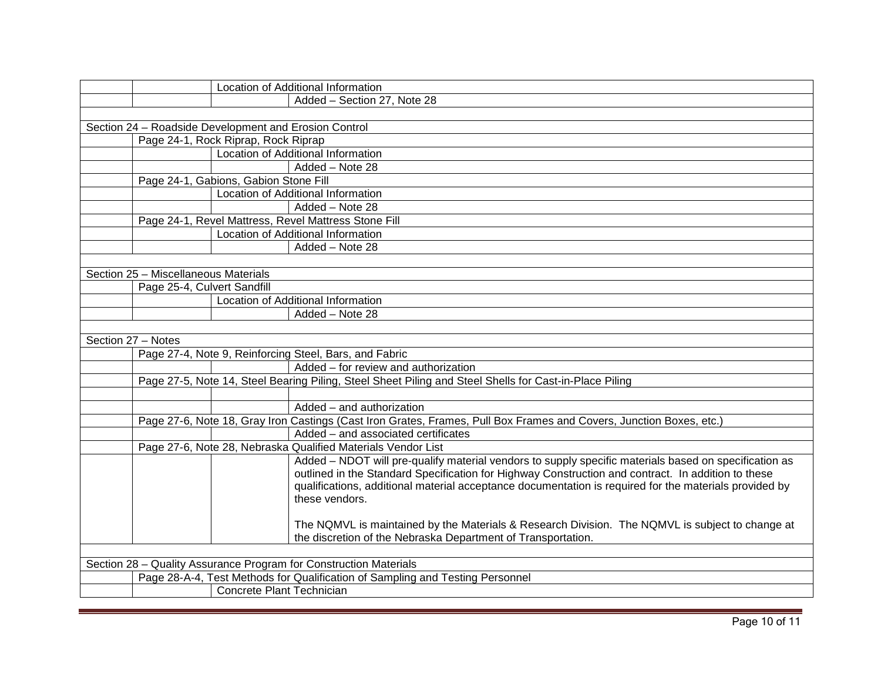| | | | |
|---|---|---|---|
| | | Location of Additional Information | |
| | | | Added – Section 27, Note 28 |
| | | | |
| Section 24 – Roadside Development and Erosion Control | | | |
| | Page 24-1, Rock Riprap, Rock Riprap | | |
| | | Location of Additional Information | |
| | | | Added – Note 28 |
| | Page 24-1, Gabions, Gabion Stone Fill | | |
| | | Location of Additional Information | |
| | | | Added – Note 28 |
| | Page 24-1, Revel Mattress, Revel Mattress Stone Fill | | |
| | | Location of Additional Information | |
| | | | Added – Note 28 |
| | | | |
| Section 25 – Miscellaneous Materials | | | |
| | Page 25-4, Culvert Sandfill | | |
| | | Location of Additional Information | |
| | | | Added – Note 28 |
| | | | |
| Section 27 – Notes | | | |
| | Page 27-4, Note 9, Reinforcing Steel, Bars, and Fabric | | |
| | | | Added – for review and authorization |
| | Page 27-5, Note 14, Steel Bearing Piling, Steel Sheet Piling and Steel Shells for Cast-in-Place Piling | | |
| | | | |
| | | | Added – and authorization |
| | Page 27-6, Note 18, Gray Iron Castings (Cast Iron Grates, Frames, Pull Box Frames and Covers, Junction Boxes, etc.) | | |
| | | | Added – and associated certificates |
| | Page 27-6, Note 28, Nebraska Qualified Materials Vendor List | | |
| | | | Added – NDOT will pre-qualify material vendors to supply specific materials based on specification as outlined in the Standard Specification for Highway Construction and contract. In addition to these qualifications, additional material acceptance documentation is required for the materials provided by these vendors.<br><br>The NQMVL is maintained by the Materials & Research Division. The NQMVL is subject to change at the discretion of the Nebraska Department of Transportation. |
| | | | |
| Section 28 – Quality Assurance Program for Construction Materials | | | |
| | Page 28-A-4, Test Methods for Qualification of Sampling and Testing Personnel | | |
| | | Concrete Plant Technician | |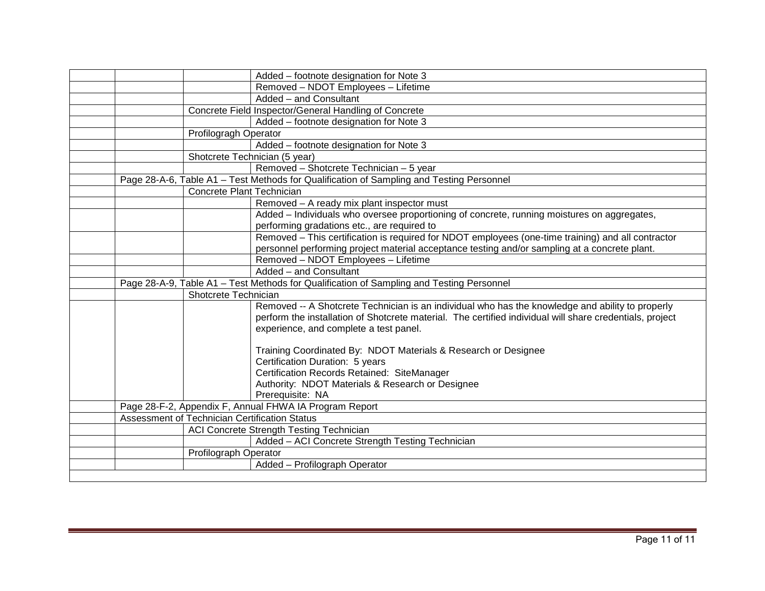| | | | |
|---|---|---|---|
| | | | Added – footnote designation for Note 3 |
| | | | Removed – NDOT Employees – Lifetime |
| | | | Added – and Consultant |
| | | Concrete Field Inspector/General Handling of Concrete | |
| | | | Added – footnote designation for Note 3 |
| | | Profilogragh Operator | |
| | | | Added – footnote designation for Note 3 |
| | | Shotcrete Technician (5 year) | |
| | | | Removed – Shotcrete Technician – 5 year |
| | Page 28-A-6, Table A1 – Test Methods for Qualification of Sampling and Testing Personnel | | |
| | | Concrete Plant Technician | |
| | | | Removed – A ready mix plant inspector must |
| | | | Added – Individuals who oversee proportioning of concrete, running moistures on aggregates, performing gradations etc., are required to |
| | | | Removed – This certification is required for NDOT employees (one-time training) and all contractor personnel performing project material acceptance testing and/or sampling at a concrete plant. |
| | | | Removed – NDOT Employees – Lifetime |
| | | | Added – and Consultant |
| | Page 28-A-9, Table A1 – Test Methods for Qualification of Sampling and Testing Personnel | | |
| | | Shotcrete Technician | |
| | | | Removed -- A Shotcrete Technician is an individual who has the knowledge and ability to properly perform the installation of Shotcrete material. The certified individual will share credentials, project experience, and complete a test panel.<br><br>Training Coordinated By: NDOT Materials & Research or Designee<br>Certification Duration: 5 years<br>Certification Records Retained: SiteManager<br>Authority: NDOT Materials & Research or Designee<br>Prerequisite: NA |
| | Page 28-F-2, Appendix F, Annual FHWA IA Program Report | | |
| | Assessment of Technician Certification Status | | |
| | | ACI Concrete Strength Testing Technician | |
| | | | Added – ACI Concrete Strength Testing Technician |
| | | Profilograph Operator | |
| | | | Added – Profilograph Operator |
| | | | |